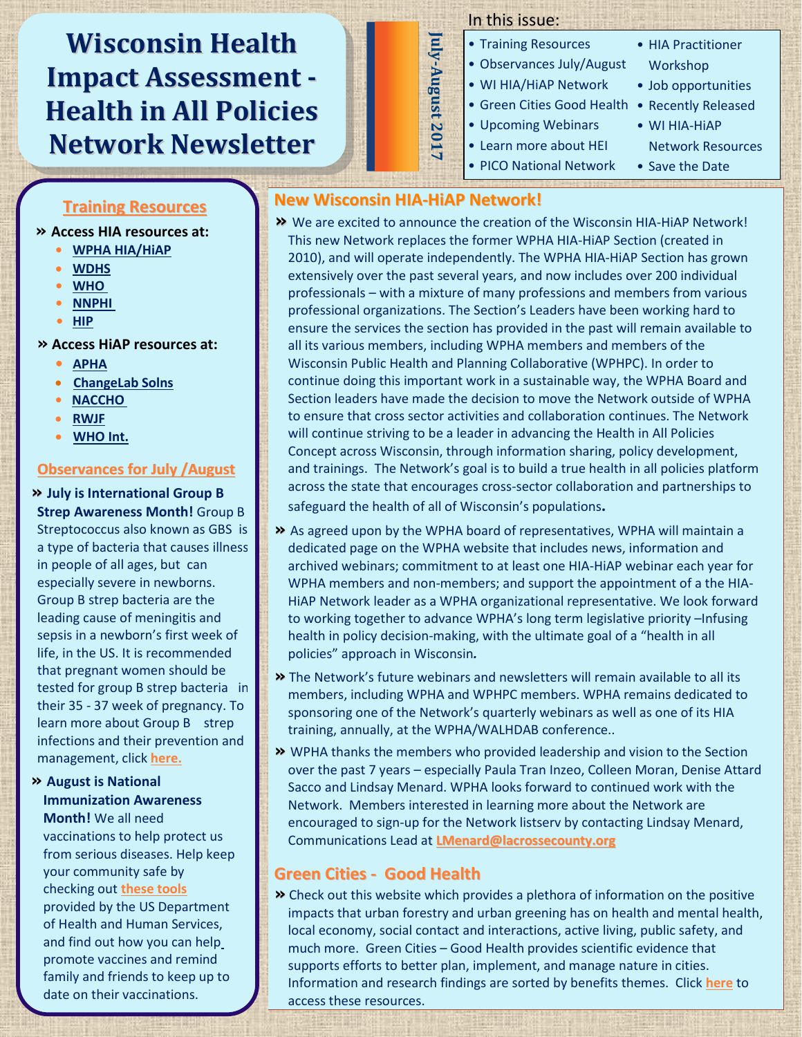# Wisconsin Health Impact Assessment - Health in All Policies Network Newsletter

**July-August 2017**

In this issue:

- Training Resources
- Observances July/August
- WI HIA/HiAP Network
- Green Cities Good Health
- Upcoming Webinars
- Learn more about HEI
- PICO National Network
- HIA Practitioner Workshop
- Job opportunities
- Recently Released
- WI HIA-HiAP Network Resources
- Save the Date

## Training Resources

» **Access HIA resources at:**

- **WPHA HIA/HiAP**
- **WDHS**
- **WHO**
- **NNPHI**
- **HIP**

» **Access HiAP resources at:**

- **APHA**
- **ChangeLab Solns**
- **NACCHO**
- **RWJF**
- **WHO Int.**

## Observances for July /August

» **July is International Group B Strep Awareness Month!** Group B Streptococcus also known as GBS is a type of bacteria that causes illness in people of all ages, but can especially severe in newborns. Group B strep bacteria are the leading cause of meningitis and sepsis in a newborn's first week of life, in the US. It is recommended that pregnant women should be tested for group B strep bacteria in their 35 - 37 week of pregnancy. To learn more about Group B strep infections and their prevention and management, click **here.**

» **August is National Immunization Awareness Month!** We all need vaccinations to help protect us from serious diseases. Help keep your community safe by checking out **these tools** provided by the US Department of Health and Human Services, and find out how you can help promote vaccines and remind family and friends to keep up to date on their vaccinations.

## New Wisconsin HIA-HiAP Network!

» We are excited to announce the creation of the Wisconsin HIA-HiAP Network! This new Network replaces the former WPHA HIA-HiAP Section (created in 2010), and will operate independently. The WPHA HIA-HiAP Section has grown extensively over the past several years, and now includes over 200 individual professionals – with a mixture of many professions and members from various professional organizations. The Section's Leaders have been working hard to ensure the services the section has provided in the past will remain available to all its various members, including WPHA members and members of the Wisconsin Public Health and Planning Collaborative (WPHPC). In order to continue doing this important work in a sustainable way, the WPHA Board and Section leaders have made the decision to move the Network outside of WPHA to ensure that cross sector activities and collaboration continues. The Network will continue striving to be a leader in advancing the Health in All Policies Concept across Wisconsin, through information sharing, policy development, and trainings. The Network's goal is to build a true health in all policies platform across the state that encourages cross-sector collaboration and partnerships to safeguard the health of all of Wisconsin's populations**.**

» As agreed upon by the WPHA board of representatives, WPHA will maintain a dedicated page on the WPHA website that includes news, information and archived webinars; commitment to at least one HIA-HiAP webinar each year for WPHA members and non-members; and support the appointment of a the HIA-HiAP Network leader as a WPHA organizational representative. We look forward to working together to advance WPHA's long term legislative priority –Infusing health in policy decision-making, with the ultimate goal of a "health in all policies" approach in Wisconsin*.*

» The Network's future webinars and newsletters will remain available to all its members, including WPHA and WPHPC members. WPHA remains dedicated to sponsoring one of the Network's quarterly webinars as well as one of its HIA training, annually, at the WPHA/WALHDAB conference..

» WPHA thanks the members who provided leadership and vision to the Section over the past 7 years – especially Paula Tran Inzeo, Colleen Moran, Denise Attard Sacco and Lindsay Menard. WPHA looks forward to continued work with the Network. Members interested in learning more about the Network are encouraged to sign-up for the Network listserv by contacting Lindsay Menard, Communications Lead at **LMenard@lacrossecounty.org**

## Green Cities - Good Health

» Check out this website which provides a plethora of information on the positive impacts that urban forestry and urban greening has on health and mental health, local economy, social contact and interactions, active living, public safety, and much more. Green Cities – Good Health provides scientific evidence that supports efforts to better plan, implement, and manage nature in cities. Information and research findings are sorted by benefits themes. Click **here** to access these resources.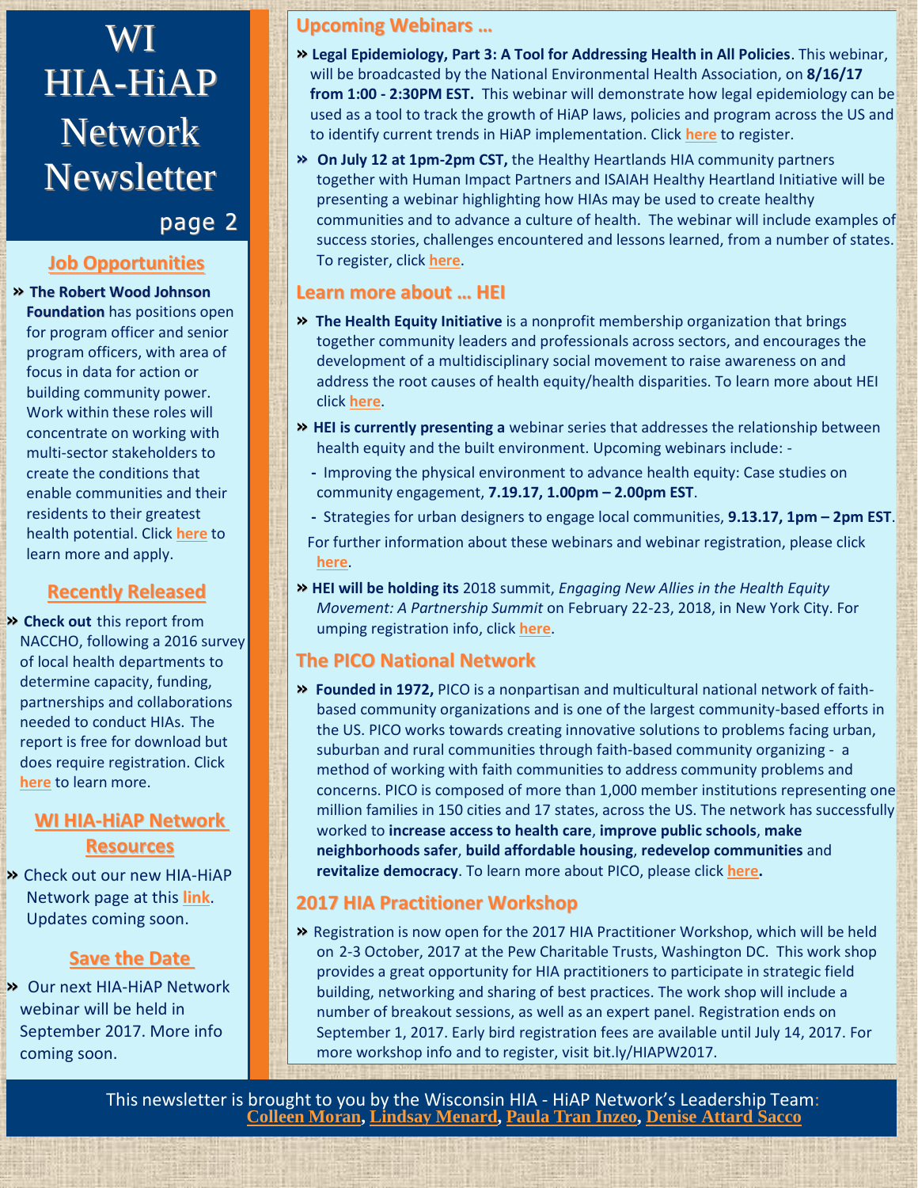# WI HIA-HiAP Network Newsletter

page 2

## Job Opportunities

» **The Robert Wood Johnson Foundation** has positions open for program officer and senior program officers, with area of focus in data for action or building community power. Work within these roles will concentrate on working with multi-sector stakeholders to create the conditions that enable communities and their residents to their greatest health potential. Click **here** to learn more and apply.

## Recently Released

» **Check out** this report from NACCHO, following a 2016 survey of local health departments to determine capacity, funding, partnerships and collaborations needed to conduct HIAs. The report is free for download but does require registration. Click **here** to learn more.

## WI HIA-HiAP Network Resources

» Check out our new HIA-HiAP Network page at this **link**. Updates coming soon.

## Save the Date

» Our next HIA-HiAP Network webinar will be held in September 2017. More info coming soon.

## Upcoming Webinars …

» **Legal Epidemiology, Part 3: A Tool for Addressing Health in All Policies**. This webinar, will be broadcasted by the National Environmental Health Association, on **8/16/17 from 1:00 - 2:30PM EST.** This webinar will demonstrate how legal epidemiology can be used as a tool to track the growth of HiAP laws, policies and program across the US and to identify current trends in HiAP implementation. Click **here** to register.

» **On July 12 at 1pm-2pm CST,** the Healthy Heartlands HIA community partners together with Human Impact Partners and ISAIAH Healthy Heartland Initiative will be presenting a webinar highlighting how HIAs may be used to create healthy communities and to advance a culture of health. The webinar will include examples of success stories, challenges encountered and lessons learned, from a number of states. To register, click **here**.

## Learn more about … HEI

» **The Health Equity Initiative** is a nonprofit membership organization that brings together community leaders and professionals across sectors, and encourages the development of a multidisciplinary social movement to raise awareness on and address the root causes of health equity/health disparities. To learn more about HEI click **here**.

» **HEI is currently presenting a** webinar series that addresses the relationship between health equity and the built environment. Upcoming webinars include: -

- Improving the physical environment to advance health equity: Case studies on community engagement, **7.19.17, 1.00pm – 2.00pm EST**.
- Strategies for urban designers to engage local communities, **9.13.17, 1pm – 2pm EST**.

For further information about these webinars and webinar registration, please click **here**.

» **HEI will be holding its** 2018 summit, *Engaging New Allies in the Health Equity Movement: A Partnership Summit* on February 22-23, 2018, in New York City. For umping registration info, click **here**.

## The PICO National Network

» **Founded in 1972,** PICO is a nonpartisan and multicultural national network of faith-based community organizations and is one of the largest community-based efforts in the US. PICO works towards creating innovative solutions to problems facing urban, suburban and rural communities through faith-based community organizing - a method of working with faith communities to address community problems and concerns. PICO is composed of more than 1,000 member institutions representing one million families in 150 cities and 17 states, across the US. The network has successfully worked to **increase access to health care**, **improve public schools**, **make neighborhoods safer**, **build affordable housing**, **redevelop communities** and **revitalize democracy**. To learn more about PICO, please click **here.**

## 2017 HIA Practitioner Workshop

» Registration is now open for the 2017 HIA Practitioner Workshop, which will be held on 2-3 October, 2017 at the Pew Charitable Trusts, Washington DC. This work shop provides a great opportunity for HIA practitioners to participate in strategic field building, networking and sharing of best practices. The work shop will include a number of breakout sessions, as well as an expert panel. Registration ends on September 1, 2017. Early bird registration fees are available until July 14, 2017. For more workshop info and to register, visit bit.ly/HIAPW2017.

This newsletter is brought to you by the Wisconsin HIA - HiAP Network's Leadership Team: **Colleen Moran, Lindsay Menard, Paula Tran Inzeo, Denise Attard Sacco**